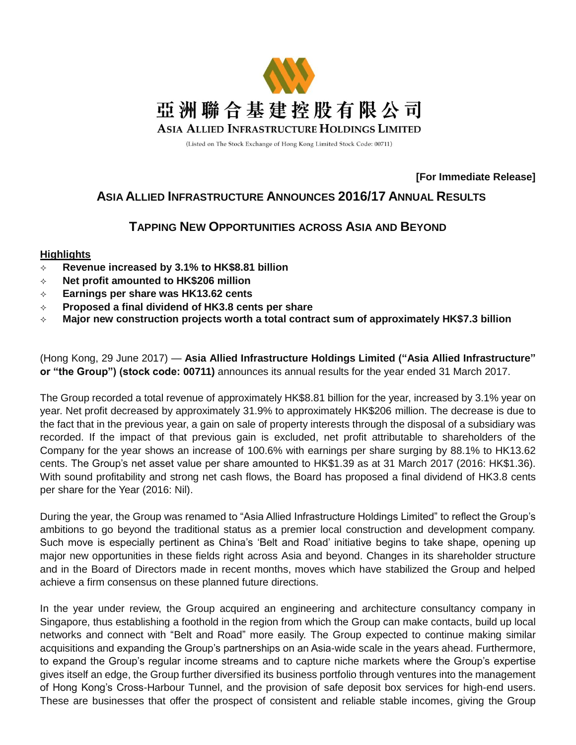亞洲聯合基建控股有限公司

ASIA ALLIED INFRASTRUCTURE HOLDINGS LIMITED

(Listed on The Stock Exchange of Hong Kong Limited Stock Code: 00711)

**[For Immediate Release]**

# ASIA ALLIED INFRASTRUCTURE ANNOUNCES 2016/17 ANNUAL RESULTS

## TAPPING NEW OPPORTUNITIES ACROSS ASIA AND BEYOND

**Highlights**

- **Revenue increased by 3.1% to HK$8.81 billion**
- **Net profit amounted to HK$206 million**
- **Earnings per share was HK13.62 cents**
- **Proposed a final dividend of HK3.8 cents per share**
- **Major new construction projects worth a total contract sum of approximately HK$7.3 billion**

(Hong Kong, 29 June 2017) — **Asia Allied Infrastructure Holdings Limited ("Asia Allied Infrastructure" or "the Group") (stock code: 00711)** announces its annual results for the year ended 31 March 2017.

The Group recorded a total revenue of approximately HK$8.81 billion for the year, increased by 3.1% year on year. Net profit decreased by approximately 31.9% to approximately HK$206 million. The decrease is due to the fact that in the previous year, a gain on sale of property interests through the disposal of a subsidiary was recorded. If the impact of that previous gain is excluded, net profit attributable to shareholders of the Company for the year shows an increase of 100.6% with earnings per share surging by 88.1% to HK13.62 cents. The Group's net asset value per share amounted to HK$1.39 as at 31 March 2017 (2016: HK$1.36). With sound profitability and strong net cash flows, the Board has proposed a final dividend of HK3.8 cents per share for the Year (2016: Nil).

During the year, the Group was renamed to "Asia Allied Infrastructure Holdings Limited" to reflect the Group's ambitions to go beyond the traditional status as a premier local construction and development company. Such move is especially pertinent as China's 'Belt and Road' initiative begins to take shape, opening up major new opportunities in these fields right across Asia and beyond. Changes in its shareholder structure and in the Board of Directors made in recent months, moves which have stabilized the Group and helped achieve a firm consensus on these planned future directions.

In the year under review, the Group acquired an engineering and architecture consultancy company in Singapore, thus establishing a foothold in the region from which the Group can make contacts, build up local networks and connect with "Belt and Road" more easily. The Group expected to continue making similar acquisitions and expanding the Group's partnerships on an Asia-wide scale in the years ahead. Furthermore, to expand the Group's regular income streams and to capture niche markets where the Group's expertise gives itself an edge, the Group further diversified its business portfolio through ventures into the management of Hong Kong's Cross-Harbour Tunnel, and the provision of safe deposit box services for high-end users. These are businesses that offer the prospect of consistent and reliable stable incomes, giving the Group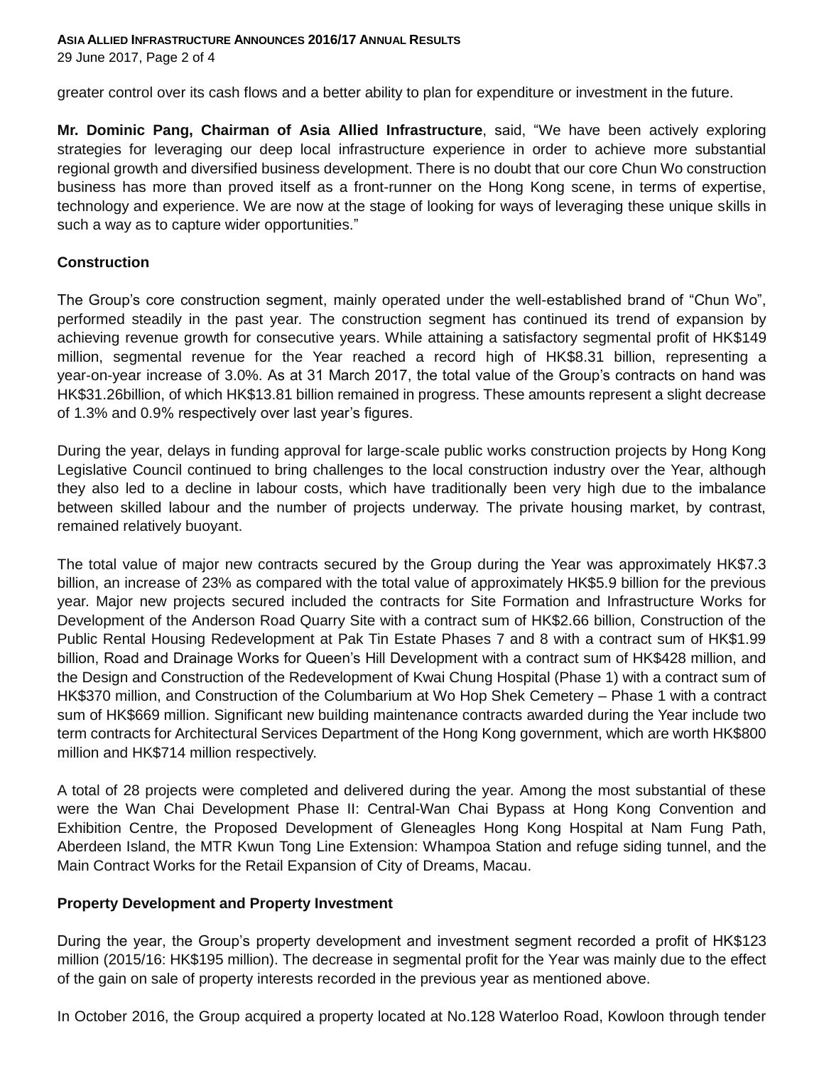greater control over its cash flows and a better ability to plan for expenditure or investment in the future.

**Mr. Dominic Pang, Chairman of Asia Allied Infrastructure**, said, “We have been actively exploring strategies for leveraging our deep local infrastructure experience in order to achieve more substantial regional growth and diversified business development. There is no doubt that our core Chun Wo construction business has more than proved itself as a front-runner on the Hong Kong scene, in terms of expertise, technology and experience. We are now at the stage of looking for ways of leveraging these unique skills in such a way as to capture wider opportunities.”

## Construction

The Group’s core construction segment, mainly operated under the well-established brand of “Chun Wo”, performed steadily in the past year. The construction segment has continued its trend of expansion by achieving revenue growth for consecutive years. While attaining a satisfactory segmental profit of HK$149 million, segmental revenue for the Year reached a record high of HK$8.31 billion, representing a year-on-year increase of 3.0%. As at 31 March 2017, the total value of the Group’s contracts on hand was HK$31.26billion, of which HK$13.81 billion remained in progress. These amounts represent a slight decrease of 1.3% and 0.9% respectively over last year’s figures.

During the year, delays in funding approval for large-scale public works construction projects by Hong Kong Legislative Council continued to bring challenges to the local construction industry over the Year, although they also led to a decline in labour costs, which have traditionally been very high due to the imbalance between skilled labour and the number of projects underway. The private housing market, by contrast, remained relatively buoyant.

The total value of major new contracts secured by the Group during the Year was approximately HK$7.3 billion, an increase of 23% as compared with the total value of approximately HK$5.9 billion for the previous year. Major new projects secured included the contracts for Site Formation and Infrastructure Works for Development of the Anderson Road Quarry Site with a contract sum of HK$2.66 billion, Construction of the Public Rental Housing Redevelopment at Pak Tin Estate Phases 7 and 8 with a contract sum of HK$1.99 billion, Road and Drainage Works for Queen’s Hill Development with a contract sum of HK$428 million, and the Design and Construction of the Redevelopment of Kwai Chung Hospital (Phase 1) with a contract sum of HK$370 million, and Construction of the Columbarium at Wo Hop Shek Cemetery – Phase 1 with a contract sum of HK$669 million. Significant new building maintenance contracts awarded during the Year include two term contracts for Architectural Services Department of the Hong Kong government, which are worth HK$800 million and HK$714 million respectively.

A total of 28 projects were completed and delivered during the year. Among the most substantial of these were the Wan Chai Development Phase II: Central-Wan Chai Bypass at Hong Kong Convention and Exhibition Centre, the Proposed Development of Gleneagles Hong Kong Hospital at Nam Fung Path, Aberdeen Island, the MTR Kwun Tong Line Extension: Whampoa Station and refuge siding tunnel, and the Main Contract Works for the Retail Expansion of City of Dreams, Macau.

## Property Development and Property Investment

During the year, the Group’s property development and investment segment recorded a profit of HK$123 million (2015/16: HK$195 million). The decrease in segmental profit for the Year was mainly due to the effect of the gain on sale of property interests recorded in the previous year as mentioned above.

In October 2016, the Group acquired a property located at No.128 Waterloo Road, Kowloon through tender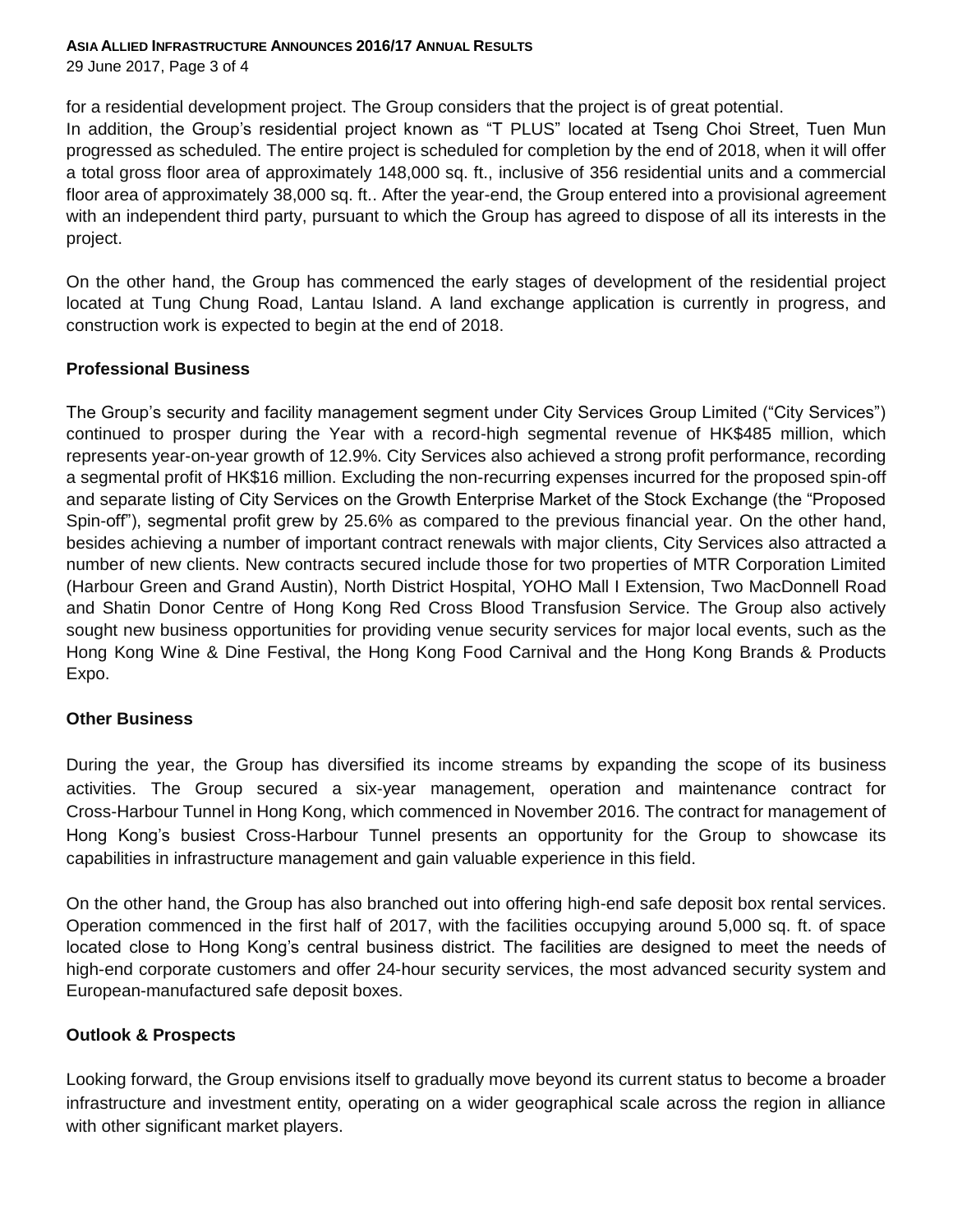for a residential development project. The Group considers that the project is of great potential.
In addition, the Group's residential project known as "T PLUS" located at Tseng Choi Street, Tuen Mun progressed as scheduled. The entire project is scheduled for completion by the end of 2018, when it will offer a total gross floor area of approximately 148,000 sq. ft., inclusive of 356 residential units and a commercial floor area of approximately 38,000 sq. ft.. After the year-end, the Group entered into a provisional agreement with an independent third party, pursuant to which the Group has agreed to dispose of all its interests in the project.

On the other hand, the Group has commenced the early stages of development of the residential project located at Tung Chung Road, Lantau Island. A land exchange application is currently in progress, and construction work is expected to begin at the end of 2018.

**Professional Business**

The Group's security and facility management segment under City Services Group Limited ("City Services") continued to prosper during the Year with a record-high segmental revenue of HK$485 million, which represents year-on-year growth of 12.9%. City Services also achieved a strong profit performance, recording a segmental profit of HK$16 million. Excluding the non-recurring expenses incurred for the proposed spin-off and separate listing of City Services on the Growth Enterprise Market of the Stock Exchange (the "Proposed Spin-off"), segmental profit grew by 25.6% as compared to the previous financial year. On the other hand, besides achieving a number of important contract renewals with major clients, City Services also attracted a number of new clients. New contracts secured include those for two properties of MTR Corporation Limited (Harbour Green and Grand Austin), North District Hospital, YOHO Mall I Extension, Two MacDonnell Road and Shatin Donor Centre of Hong Kong Red Cross Blood Transfusion Service. The Group also actively sought new business opportunities for providing venue security services for major local events, such as the Hong Kong Wine & Dine Festival, the Hong Kong Food Carnival and the Hong Kong Brands & Products Expo.

**Other Business**

During the year, the Group has diversified its income streams by expanding the scope of its business activities. The Group secured a six-year management, operation and maintenance contract for Cross-Harbour Tunnel in Hong Kong, which commenced in November 2016. The contract for management of Hong Kong's busiest Cross-Harbour Tunnel presents an opportunity for the Group to showcase its capabilities in infrastructure management and gain valuable experience in this field.

On the other hand, the Group has also branched out into offering high-end safe deposit box rental services. Operation commenced in the first half of 2017, with the facilities occupying around 5,000 sq. ft. of space located close to Hong Kong's central business district. The facilities are designed to meet the needs of high-end corporate customers and offer 24-hour security services, the most advanced security system and European-manufactured safe deposit boxes.

**Outlook & Prospects**

Looking forward, the Group envisions itself to gradually move beyond its current status to become a broader infrastructure and investment entity, operating on a wider geographical scale across the region in alliance with other significant market players.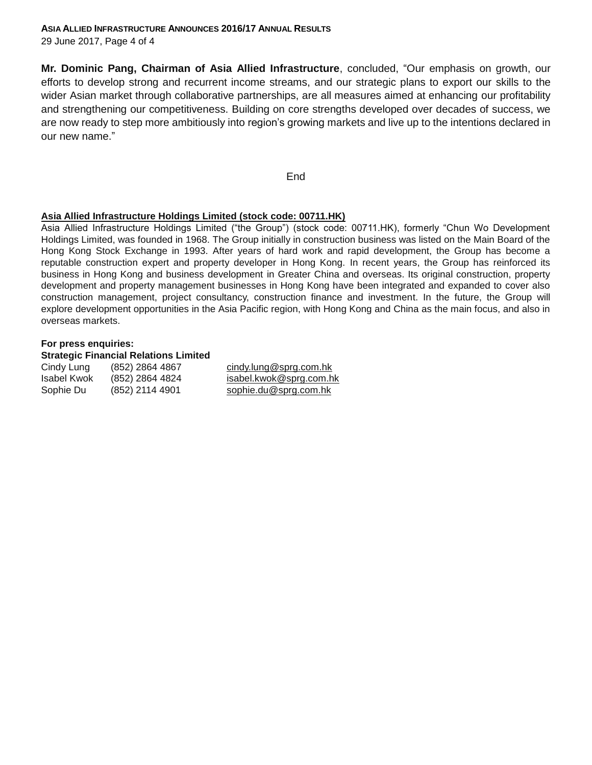**Mr. Dominic Pang, Chairman of Asia Allied Infrastructure**, concluded, "Our emphasis on growth, our efforts to develop strong and recurrent income streams, and our strategic plans to export our skills to the wider Asian market through collaborative partnerships, are all measures aimed at enhancing our profitability and strengthening our competitiveness. Building on core strengths developed over decades of success, we are now ready to step more ambitiously into region's growing markets and live up to the intentions declared in our new name."

End

**Asia Allied Infrastructure Holdings Limited (stock code: 00711.HK)**

Asia Allied Infrastructure Holdings Limited ("the Group") (stock code: 00711.HK), formerly "Chun Wo Development Holdings Limited, was founded in 1968. The Group initially in construction business was listed on the Main Board of the Hong Kong Stock Exchange in 1993. After years of hard work and rapid development, the Group has become a reputable construction expert and property developer in Hong Kong. In recent years, the Group has reinforced its business in Hong Kong and business development in Greater China and overseas. Its original construction, property development and property management businesses in Hong Kong have been integrated and expanded to cover also construction management, project consultancy, construction finance and investment. In the future, the Group will explore development opportunities in the Asia Pacific region, with Hong Kong and China as the main focus, and also in overseas markets.

**For press enquiries:**
**Strategic Financial Relations Limited**

| | | |
|---|---|---|
| Cindy Lung | (852) 2864 4867 | cindy.lung@sprg.com.hk |
| Isabel Kwok | (852) 2864 4824 | isabel.kwok@sprg.com.hk |
| Sophie Du | (852) 2114 4901 | sophie.du@sprg.com.hk |